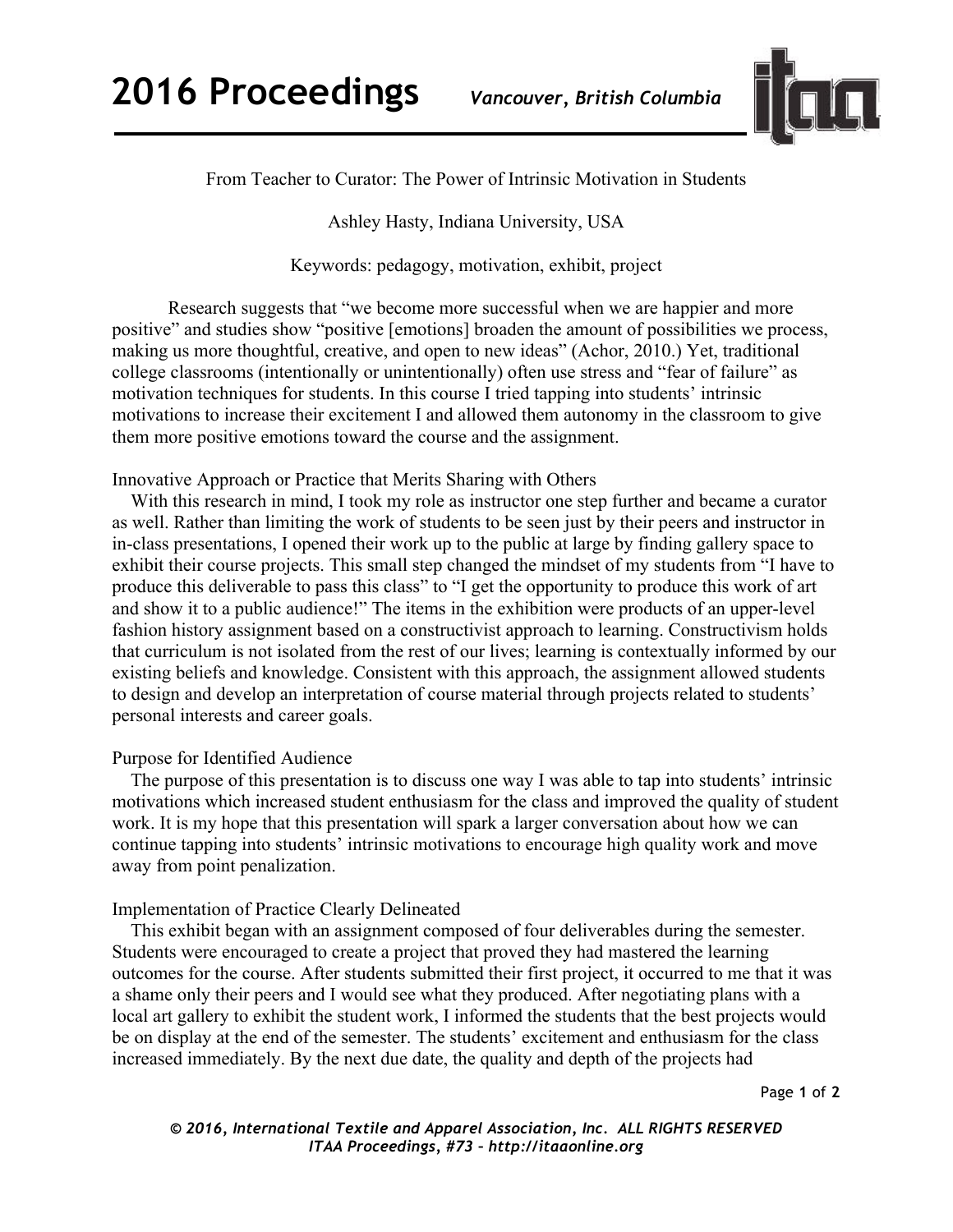From Teacher to Curator: The Power of Intrinsic Motivation in Students

Ashley Hasty, Indiana University, USA

Keywords: pedagogy, motivation, exhibit, project

Research suggests that "we become more successful when we are happier and more positive" and studies show "positive [emotions] broaden the amount of possibilities we process, making us more thoughtful, creative, and open to new ideas" (Achor, 2010.) Yet, traditional college classrooms (intentionally or unintentionally) often use stress and "fear of failure" as motivation techniques for students. In this course I tried tapping into students' intrinsic motivations to increase their excitement I and allowed them autonomy in the classroom to give them more positive emotions toward the course and the assignment.

## Innovative Approach or Practice that Merits Sharing with Others

With this research in mind, I took my role as instructor one step further and became a curator as well. Rather than limiting the work of students to be seen just by their peers and instructor in in-class presentations, I opened their work up to the public at large by finding gallery space to exhibit their course projects. This small step changed the mindset of my students from "I have to produce this deliverable to pass this class" to "I get the opportunity to produce this work of art and show it to a public audience!" The items in the exhibition were products of an upper-level fashion history assignment based on a constructivist approach to learning. Constructivism holds that curriculum is not isolated from the rest of our lives; learning is contextually informed by our existing beliefs and knowledge. Consistent with this approach, the assignment allowed students to design and develop an interpretation of course material through projects related to students' personal interests and career goals.

## Purpose for Identified Audience

The purpose of this presentation is to discuss one way I was able to tap into students' intrinsic motivations which increased student enthusiasm for the class and improved the quality of student work. It is my hope that this presentation will spark a larger conversation about how we can continue tapping into students' intrinsic motivations to encourage high quality work and move away from point penalization.

## Implementation of Practice Clearly Delineated

This exhibit began with an assignment composed of four deliverables during the semester. Students were encouraged to create a project that proved they had mastered the learning outcomes for the course. After students submitted their first project, it occurred to me that it was a shame only their peers and I would see what they produced. After negotiating plans with a local art gallery to exhibit the student work, I informed the students that the best projects would be on display at the end of the semester. The students' excitement and enthusiasm for the class increased immediately. By the next due date, the quality and depth of the projects had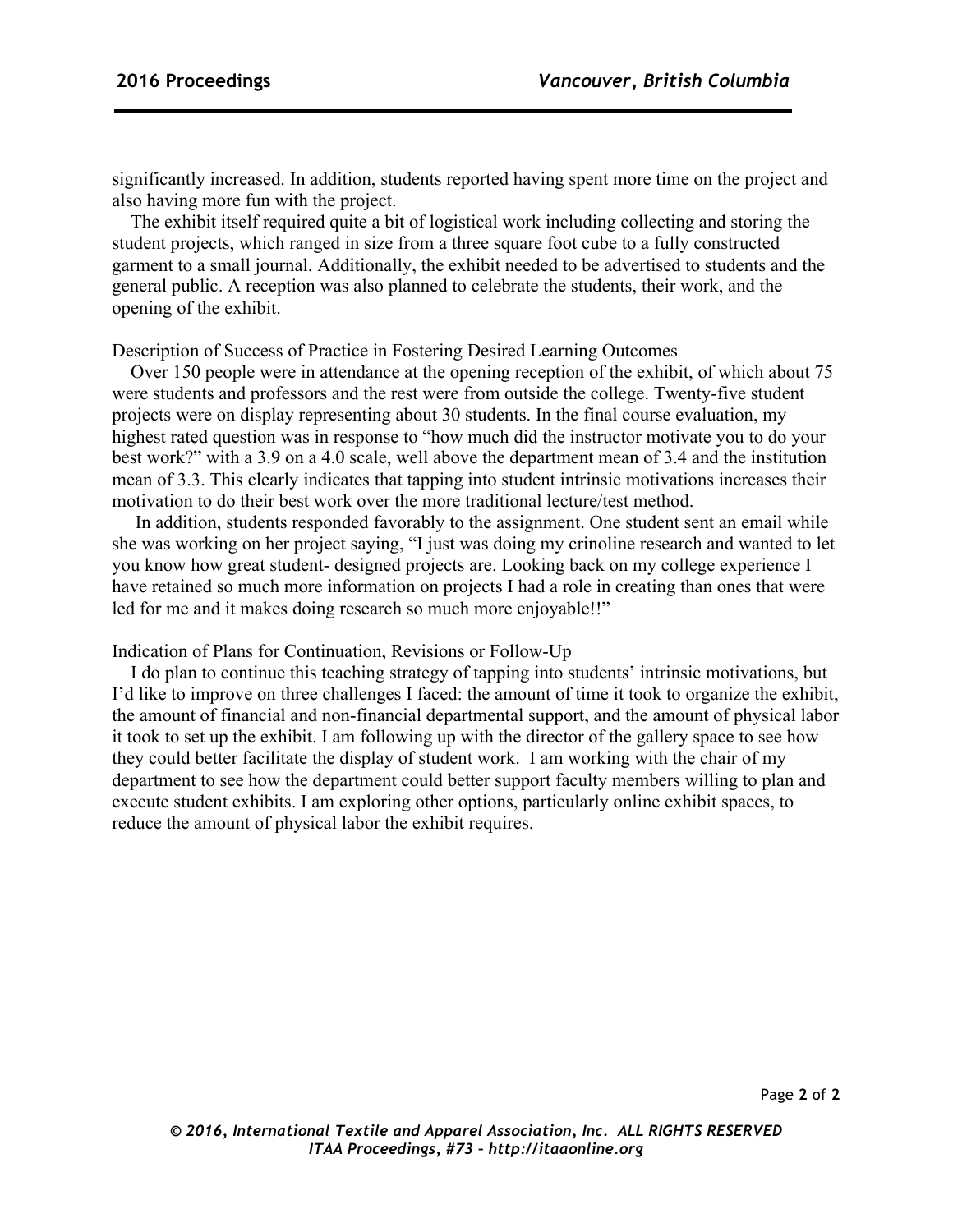significantly increased. In addition, students reported having spent more time on the project and also having more fun with the project.

The exhibit itself required quite a bit of logistical work including collecting and storing the student projects, which ranged in size from a three square foot cube to a fully constructed garment to a small journal. Additionally, the exhibit needed to be advertised to students and the general public. A reception was also planned to celebrate the students, their work, and the opening of the exhibit.

Description of Success of Practice in Fostering Desired Learning Outcomes

Over 150 people were in attendance at the opening reception of the exhibit, of which about 75 were students and professors and the rest were from outside the college. Twenty-five student projects were on display representing about 30 students. In the final course evaluation, my highest rated question was in response to "how much did the instructor motivate you to do your best work?" with a 3.9 on a 4.0 scale, well above the department mean of 3.4 and the institution mean of 3.3. This clearly indicates that tapping into student intrinsic motivations increases their motivation to do their best work over the more traditional lecture/test method.

In addition, students responded favorably to the assignment. One student sent an email while she was working on her project saying, "I just was doing my crinoline research and wanted to let you know how great student- designed projects are. Looking back on my college experience I have retained so much more information on projects I had a role in creating than ones that were led for me and it makes doing research so much more enjoyable!!"

Indication of Plans for Continuation, Revisions or Follow-Up

I do plan to continue this teaching strategy of tapping into students' intrinsic motivations, but I'd like to improve on three challenges I faced: the amount of time it took to organize the exhibit, the amount of financial and non-financial departmental support, and the amount of physical labor it took to set up the exhibit. I am following up with the director of the gallery space to see how they could better facilitate the display of student work. I am working with the chair of my department to see how the department could better support faculty members willing to plan and execute student exhibits. I am exploring other options, particularly online exhibit spaces, to reduce the amount of physical labor the exhibit requires.